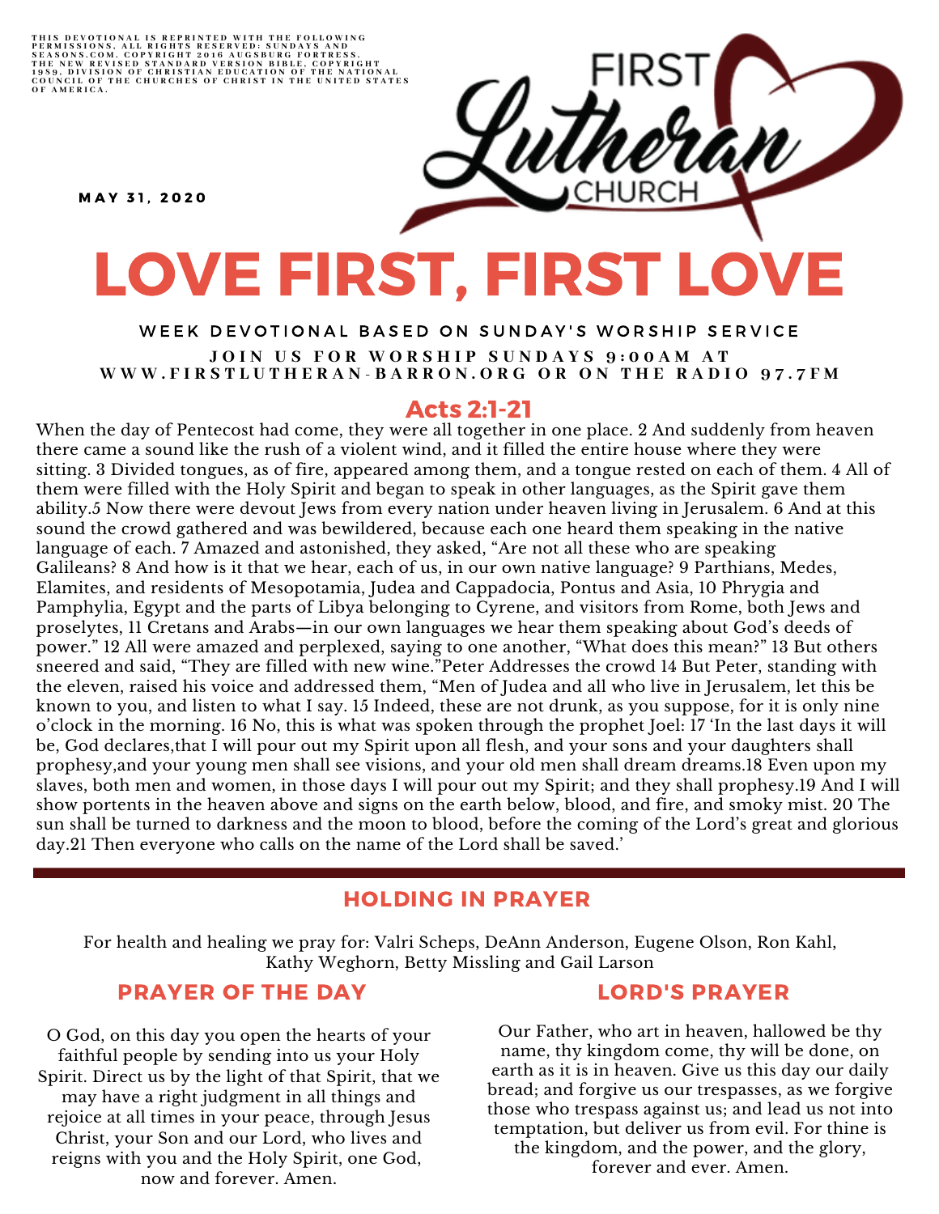THIS DEVOTIONAL IS REPRINTED WITH THE FOLLOWING PERMISSIONS, ALL RIGHTS RESERVED: SUNDAYS AND SEASONS.COM. COPYRIGHT 2016 AUGSBURG FORTRESS. THE NEW REVISED STANDARD VERSION BIBLE, COPYRIGHT 1989, DIVISION OF CHRISTIAN EDUCATION OF THE NATIONAL COUNCIL OF THE CHURCHES OF CHRIST IN THE UNITED STATES OF AMERICA.

**MAY 31, 2020**

FIRST Lutheran CHURCH

# LOVE FIRST, FIRST LOVE

WEEK DEVOTIONAL BASED ON SUNDAY'S WORSHIP SERVICE

**JOIN US FOR WORSHIP SUNDAYS 9:00AM AT WWW.FIRSTLUTHERAN-BARRON.ORG OR ON THE RADIO 97.7FM**

## Acts 2:1-21

When the day of Pentecost had come, they were all together in one place. 2 And suddenly from heaven there came a sound like the rush of a violent wind, and it filled the entire house where they were sitting. 3 Divided tongues, as of fire, appeared among them, and a tongue rested on each of them. 4 All of them were filled with the Holy Spirit and began to speak in other languages, as the Spirit gave them ability.5 Now there were devout Jews from every nation under heaven living in Jerusalem. 6 And at this sound the crowd gathered and was bewildered, because each one heard them speaking in the native language of each. 7 Amazed and astonished, they asked, "Are not all these who are speaking Galileans? 8 And how is it that we hear, each of us, in our own native language? 9 Parthians, Medes, Elamites, and residents of Mesopotamia, Judea and Cappadocia, Pontus and Asia, 10 Phrygia and Pamphylia, Egypt and the parts of Libya belonging to Cyrene, and visitors from Rome, both Jews and proselytes, 11 Cretans and Arabs—in our own languages we hear them speaking about God's deeds of power." 12 All were amazed and perplexed, saying to one another, "What does this mean?" 13 But others sneered and said, "They are filled with new wine."Peter Addresses the crowd 14 But Peter, standing with the eleven, raised his voice and addressed them, "Men of Judea and all who live in Jerusalem, let this be known to you, and listen to what I say. 15 Indeed, these are not drunk, as you suppose, for it is only nine o'clock in the morning. 16 No, this is what was spoken through the prophet Joel: 17 'In the last days it will be, God declares,that I will pour out my Spirit upon all flesh, and your sons and your daughters shall prophesy,and your young men shall see visions, and your old men shall dream dreams.18 Even upon my slaves, both men and women, in those days I will pour out my Spirit; and they shall prophesy.19 And I will show portents in the heaven above and signs on the earth below, blood, and fire, and smoky mist. 20 The sun shall be turned to darkness and the moon to blood, before the coming of the Lord's great and glorious day.21 Then everyone who calls on the name of the Lord shall be saved.'

---

## HOLDING IN PRAYER

For health and healing we pray for: Valri Scheps, DeAnn Anderson, Eugene Olson, Ron Kahl, Kathy Weghorn, Betty Missling and Gail Larson

## PRAYER OF THE DAY

O God, on this day you open the hearts of your faithful people by sending into us your Holy Spirit. Direct us by the light of that Spirit, that we may have a right judgment in all things and rejoice at all times in your peace, through Jesus Christ, your Son and our Lord, who lives and reigns with you and the Holy Spirit, one God, now and forever. Amen.

## LORD'S PRAYER

Our Father, who art in heaven, hallowed be thy name, thy kingdom come, thy will be done, on earth as it is in heaven. Give us this day our daily bread; and forgive us our trespasses, as we forgive those who trespass against us; and lead us not into temptation, but deliver us from evil. For thine is the kingdom, and the power, and the glory, forever and ever. Amen.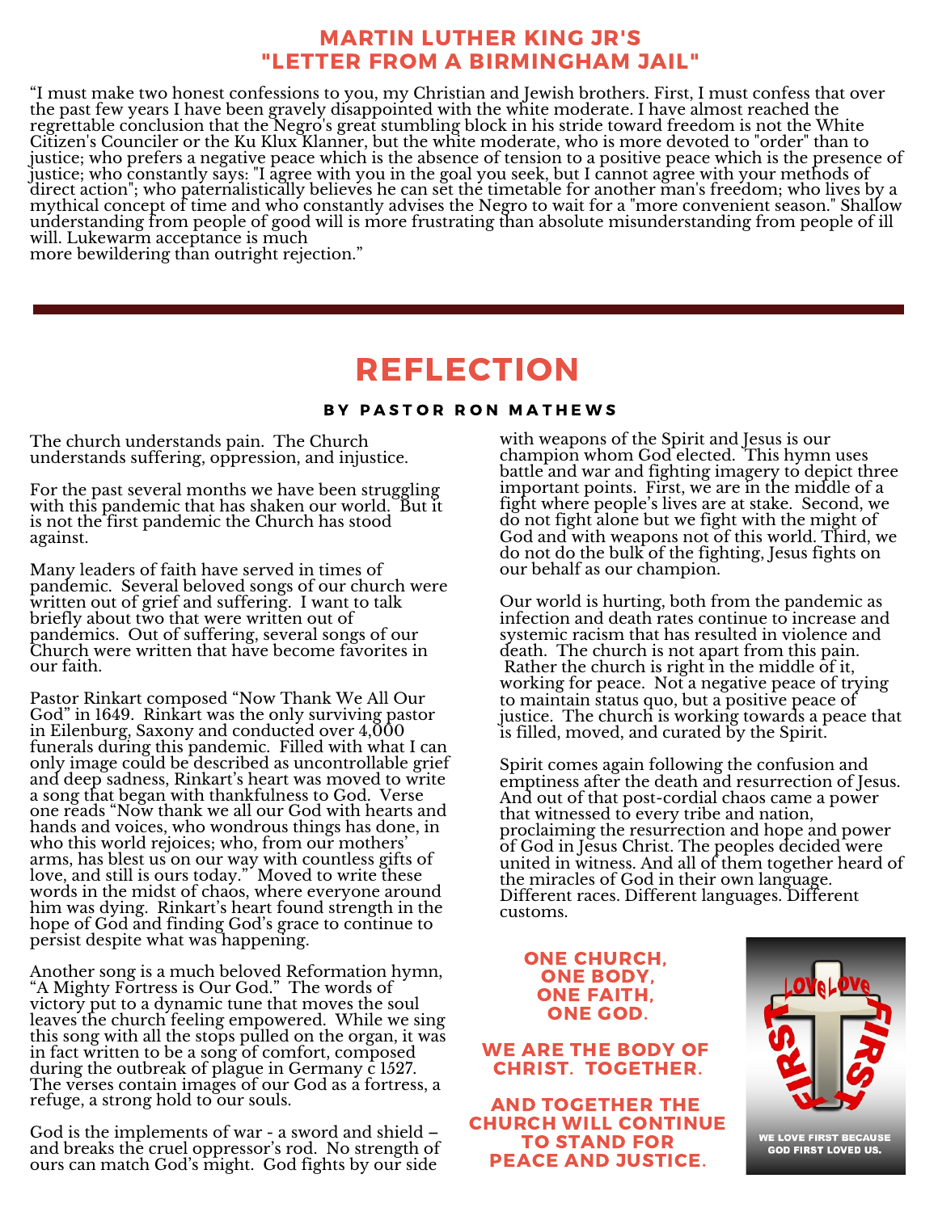## MARTIN LUTHER KING JR'S "LETTER FROM A BIRMINGHAM JAIL"

"I must make two honest confessions to you, my Christian and Jewish brothers. First, I must confess that over the past few years I have been gravely disappointed with the white moderate. I have almost reached the regrettable conclusion that the Negro's great stumbling block in his stride toward freedom is not the White Citizen's Counciler or the Ku Klux Klanner, but the white moderate, who is more devoted to "order" than to justice; who prefers a negative peace which is the absence of tension to a positive peace which is the presence of justice; who constantly says: "I agree with you in the goal you seek, but I cannot agree with your methods of direct action"; who paternalistically believes he can set the timetable for another man's freedom; who lives by a mythical concept of time and who constantly advises the Negro to wait for a "more convenient season." Shallow understanding from people of good will is more frustrating than absolute misunderstanding from people of ill will. Lukewarm acceptance is much more bewildering than outright rejection."

# REFLECTION

### BY PASTOR RON MATHEWS

The church understands pain. The Church understands suffering, oppression, and injustice.

For the past several months we have been struggling with this pandemic that has shaken our world. But it is not the first pandemic the Church has stood against.

Many leaders of faith have served in times of pandemic. Several beloved songs of our church were written out of grief and suffering. I want to talk briefly about two that were written out of pandemics. Out of suffering, several songs of our Church were written that have become favorites in our faith.

Pastor Rinkart composed "Now Thank We All Our God" in 1649. Rinkart was the only surviving pastor in Eilenburg, Saxony and conducted over 4,000 funerals during this pandemic. Filled with what I can only image could be described as uncontrollable grief and deep sadness, Rinkart's heart was moved to write a song that began with thankfulness to God. Verse one reads "Now thank we all our God with hearts and hands and voices, who wondrous things has done, in who this world rejoices; who, from our mothers' arms, has blest us on our way with countless gifts of love, and still is ours today." Moved to write these words in the midst of chaos, where everyone around him was dying. Rinkart's heart found strength in the hope of God and finding God's grace to continue to persist despite what was happening.

Another song is a much beloved Reformation hymn, "A Mighty Fortress is Our God." The words of victory put to a dynamic tune that moves the soul leaves the church feeling empowered. While we sing this song with all the stops pulled on the organ, it was in fact written to be a song of comfort, composed during the outbreak of plague in Germany c 1527. The verses contain images of our God as a fortress, a refuge, a strong hold to our souls.

God is the implements of war - a sword and shield – and breaks the cruel oppressor's rod. No strength of ours can match God's might. God fights by our side with weapons of the Spirit and Jesus is our champion whom God elected. This hymn uses battle and war and fighting imagery to depict three important points. First, we are in the middle of a fight where people's lives are at stake. Second, we do not fight alone but we fight with the might of God and with weapons not of this world. Third, we do not do the bulk of the fighting, Jesus fights on our behalf as our champion.

Our world is hurting, both from the pandemic as infection and death rates continue to increase and systemic racism that has resulted in violence and death. The church is not apart from this pain. Rather the church is right in the middle of it, working for peace. Not a negative peace of trying to maintain status quo, but a positive peace of justice. The church is working towards a peace that is filled, moved, and curated by the Spirit.

Spirit comes again following the confusion and emptiness after the death and resurrection of Jesus. And out of that post-cordial chaos came a power that witnessed to every tribe and nation, proclaiming the resurrection and hope and power of God in Jesus Christ. The peoples decided were united in witness. And all of them together heard of the miracles of God in their own language. Different races. Different languages. Different customs.

**ONE CHURCH, ONE BODY, ONE FAITH, ONE GOD.**

**WE ARE THE BODY OF CHRIST. TOGETHER.**

**AND TOGETHER THE CHURCH WILL CONTINUE TO STAND FOR PEACE AND JUSTICE.**

LOVE LOVE FIRST FIRST

WE LOVE FIRST BECAUSE GOD FIRST LOVED US.